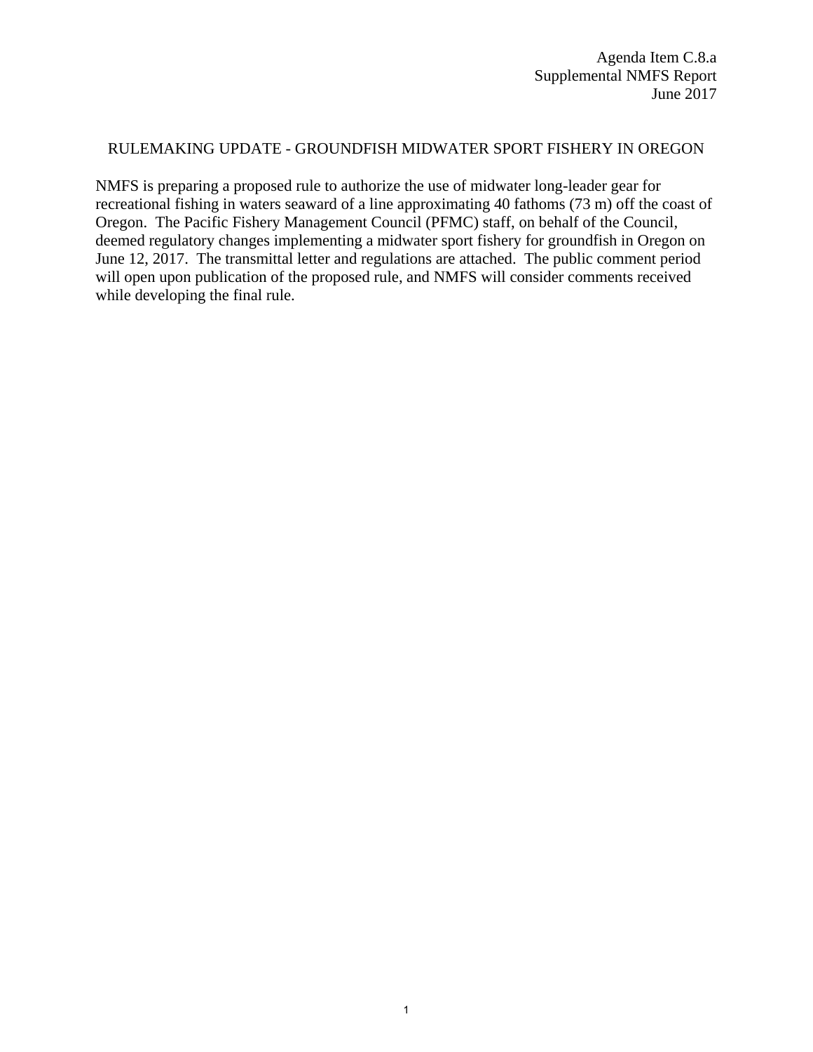Agenda Item C.8.a
Supplemental NMFS Report
June 2017

## RULEMAKING UPDATE - GROUNDFISH MIDWATER SPORT FISHERY IN OREGON

NMFS is preparing a proposed rule to authorize the use of midwater long-leader gear for recreational fishing in waters seaward of a line approximating 40 fathoms (73 m) off the coast of Oregon. The Pacific Fishery Management Council (PFMC) staff, on behalf of the Council, deemed regulatory changes implementing a midwater sport fishery for groundfish in Oregon on June 12, 2017. The transmittal letter and regulations are attached. The public comment period will open upon publication of the proposed rule, and NMFS will consider comments received while developing the final rule.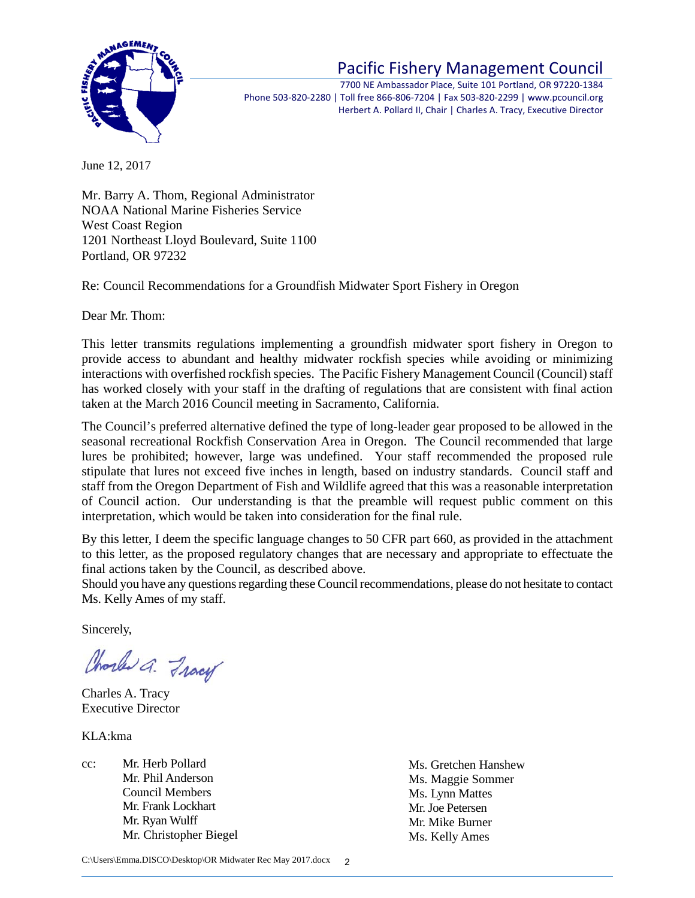# Pacific Fishery Management Council

7700 NE Ambassador Place, Suite 101 Portland, OR 97220-1384
Phone 503-820-2280 | Toll free 866-806-7204 | Fax 503-820-2299 | www.pcouncil.org
Herbert A. Pollard II, Chair | Charles A. Tracy, Executive Director

June 12, 2017

Mr. Barry A. Thom, Regional Administrator
NOAA National Marine Fisheries Service
West Coast Region
1201 Northeast Lloyd Boulevard, Suite 1100
Portland, OR 97232

Re: Council Recommendations for a Groundfish Midwater Sport Fishery in Oregon

Dear Mr. Thom:

This letter transmits regulations implementing a groundfish midwater sport fishery in Oregon to provide access to abundant and healthy midwater rockfish species while avoiding or minimizing interactions with overfished rockfish species. The Pacific Fishery Management Council (Council) staff has worked closely with your staff in the drafting of regulations that are consistent with final action taken at the March 2016 Council meeting in Sacramento, California.

The Council's preferred alternative defined the type of long-leader gear proposed to be allowed in the seasonal recreational Rockfish Conservation Area in Oregon. The Council recommended that large lures be prohibited; however, large was undefined. Your staff recommended the proposed rule stipulate that lures not exceed five inches in length, based on industry standards. Council staff and staff from the Oregon Department of Fish and Wildlife agreed that this was a reasonable interpretation of Council action. Our understanding is that the preamble will request public comment on this interpretation, which would be taken into consideration for the final rule.

By this letter, I deem the specific language changes to 50 CFR part 660, as provided in the attachment to this letter, as the proposed regulatory changes that are necessary and appropriate to effectuate the final actions taken by the Council, as described above.
Should you have any questions regarding these Council recommendations, please do not hesitate to contact Ms. Kelly Ames of my staff.

Sincerely,

Charles A. Tracy
Executive Director

KLA:kma

cc: Mr. Herb Pollard
Mr. Phil Anderson
Council Members
Mr. Frank Lockhart
Mr. Ryan Wulff
Mr. Christopher Biegel
Ms. Gretchen Hanshew
Ms. Maggie Sommer
Ms. Lynn Mattes
Mr. Joe Petersen
Mr. Mike Burner
Ms. Kelly Ames

C:\Users\Emma.DISCO\Desktop\OR Midwater Rec May 2017.docx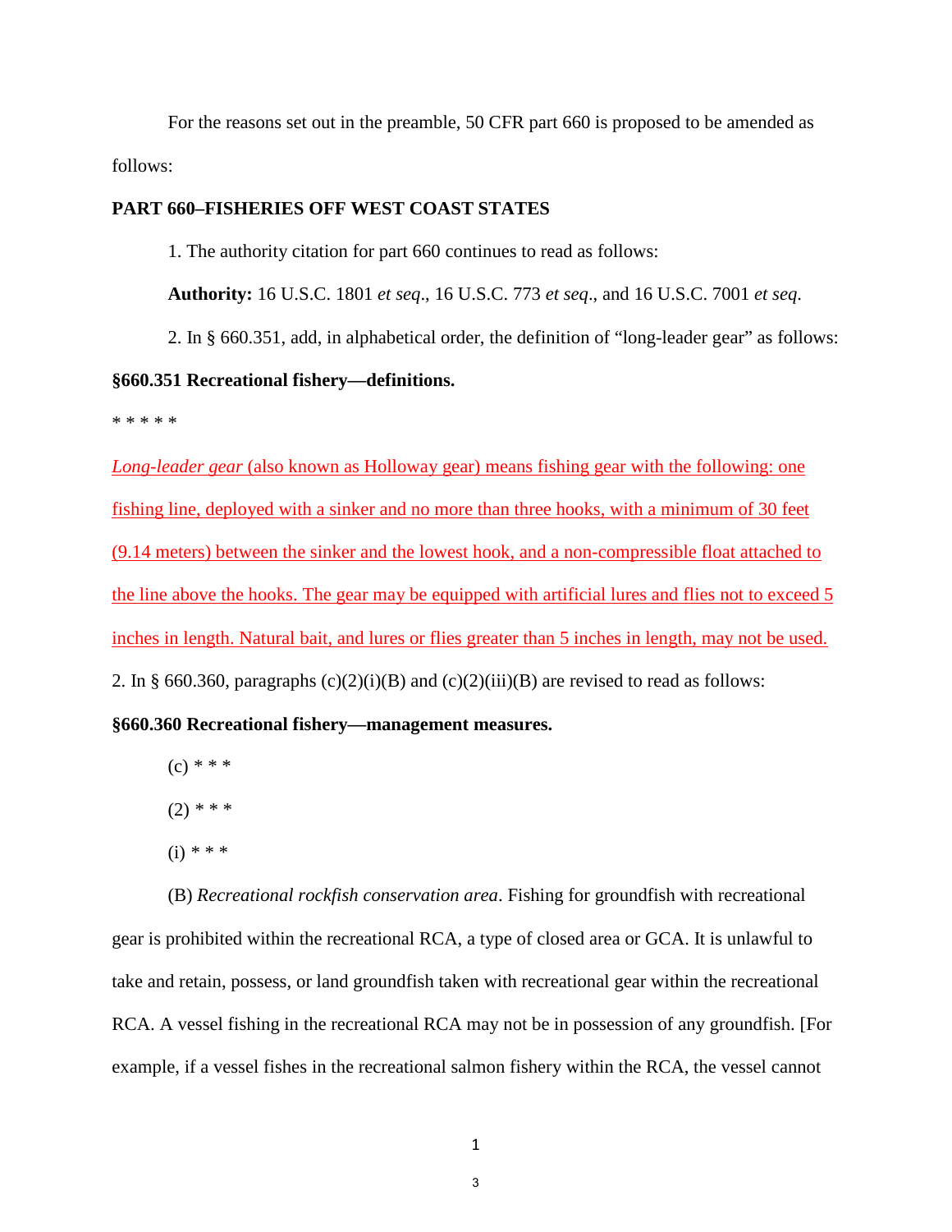For the reasons set out in the preamble, 50 CFR part 660 is proposed to be amended as follows:

**PART 660–FISHERIES OFF WEST COAST STATES**

1. The authority citation for part 660 continues to read as follows:

**Authority:** 16 U.S.C. 1801 *et seq*., 16 U.S.C. 773 *et seq*., and 16 U.S.C. 7001 *et seq*.

2. In § 660.351, add, in alphabetical order, the definition of “long-leader gear” as follows:

**§660.351 Recreational fishery—definitions.**

\* \* \* \* \*

*Long-leader gear* (also known as Holloway gear) means fishing gear with the following: one fishing line, deployed with a sinker and no more than three hooks, with a minimum of 30 feet (9.14 meters) between the sinker and the lowest hook, and a non-compressible float attached to the line above the hooks. The gear may be equipped with artificial lures and flies not to exceed 5 inches in length. Natural bait, and lures or flies greater than 5 inches in length, may not be used.

2. In § 660.360, paragraphs (c)(2)(i)(B) and (c)(2)(iii)(B) are revised to read as follows:

**§660.360 Recreational fishery—management measures.**

(c) \* \* \*

(2) \* \* \*

(i) \* \* \*

(B) *Recreational rockfish conservation area*. Fishing for groundfish with recreational gear is prohibited within the recreational RCA, a type of closed area or GCA. It is unlawful to take and retain, possess, or land groundfish taken with recreational gear within the recreational RCA. A vessel fishing in the recreational RCA may not be in possession of any groundfish. [For example, if a vessel fishes in the recreational salmon fishery within the RCA, the vessel cannot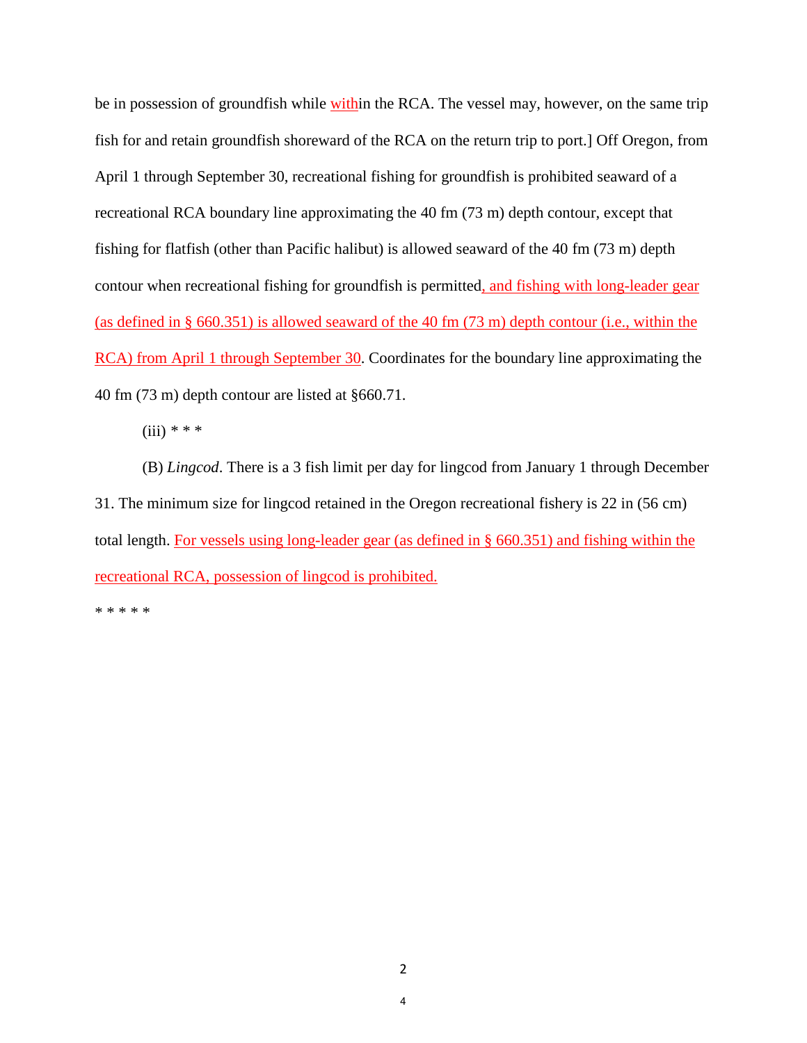be in possession of groundfish while within the RCA. The vessel may, however, on the same trip fish for and retain groundfish shoreward of the RCA on the return trip to port.] Off Oregon, from April 1 through September 30, recreational fishing for groundfish is prohibited seaward of a recreational RCA boundary line approximating the 40 fm (73 m) depth contour, except that fishing for flatfish (other than Pacific halibut) is allowed seaward of the 40 fm (73 m) depth contour when recreational fishing for groundfish is permitted, and fishing with long-leader gear (as defined in § 660.351) is allowed seaward of the 40 fm (73 m) depth contour (i.e., within the RCA) from April 1 through September 30. Coordinates for the boundary line approximating the 40 fm (73 m) depth contour are listed at §660.71.

(iii) * * *

(B) *Lingcod*. There is a 3 fish limit per day for lingcod from January 1 through December 31. The minimum size for lingcod retained in the Oregon recreational fishery is 22 in (56 cm) total length. For vessels using long-leader gear (as defined in § 660.351) and fishing within the recreational RCA, possession of lingcod is prohibited.

* * * * *